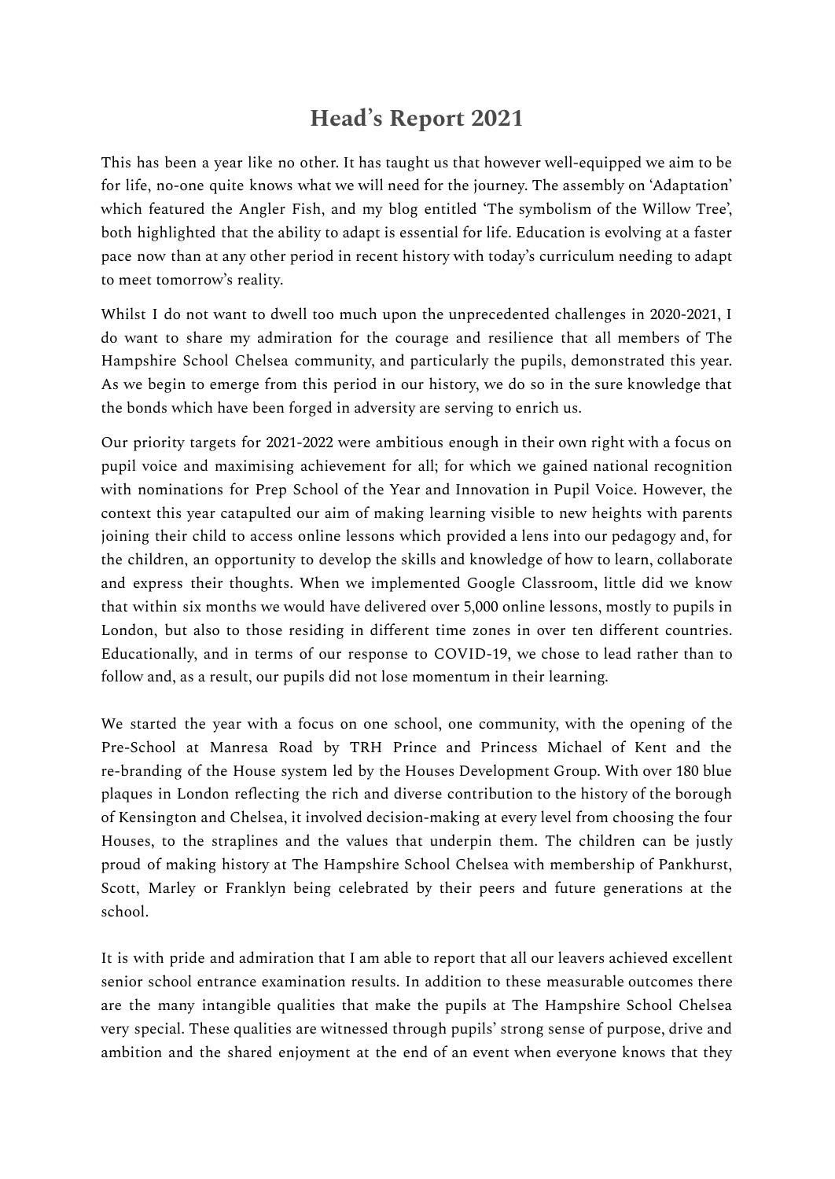# Head's Report 2021

This has been a year like no other. It has taught us that however well-equipped we aim to be for life, no-one quite knows what we will need for the journey. The assembly on 'Adaptation' which featured the Angler Fish, and my blog entitled 'The symbolism of the Willow Tree', both highlighted that the ability to adapt is essential for life. Education is evolving at a faster pace now than at any other period in recent history with today's curriculum needing to adapt to meet tomorrow's reality.

Whilst I do not want to dwell too much upon the unprecedented challenges in 2020-2021, I do want to share my admiration for the courage and resilience that all members of The Hampshire School Chelsea community, and particularly the pupils, demonstrated this year. As we begin to emerge from this period in our history, we do so in the sure knowledge that the bonds which have been forged in adversity are serving to enrich us.

Our priority targets for 2021-2022 were ambitious enough in their own right with a focus on pupil voice and maximising achievement for all; for which we gained national recognition with nominations for Prep School of the Year and Innovation in Pupil Voice. However, the context this year catapulted our aim of making learning visible to new heights with parents joining their child to access online lessons which provided a lens into our pedagogy and, for the children, an opportunity to develop the skills and knowledge of how to learn, collaborate and express their thoughts. When we implemented Google Classroom, little did we know that within six months we would have delivered over 5,000 online lessons, mostly to pupils in London, but also to those residing in different time zones in over ten different countries. Educationally, and in terms of our response to COVID-19, we chose to lead rather than to follow and, as a result, our pupils did not lose momentum in their learning.

We started the year with a focus on one school, one community, with the opening of the Pre-School at Manresa Road by TRH Prince and Princess Michael of Kent and the re-branding of the House system led by the Houses Development Group. With over 180 blue plaques in London reflecting the rich and diverse contribution to the history of the borough of Kensington and Chelsea, it involved decision-making at every level from choosing the four Houses, to the straplines and the values that underpin them. The children can be justly proud of making history at The Hampshire School Chelsea with membership of Pankhurst, Scott, Marley or Franklyn being celebrated by their peers and future generations at the school.

It is with pride and admiration that I am able to report that all our leavers achieved excellent senior school entrance examination results. In addition to these measurable outcomes there are the many intangible qualities that make the pupils at The Hampshire School Chelsea very special. These qualities are witnessed through pupils' strong sense of purpose, drive and ambition and the shared enjoyment at the end of an event when everyone knows that they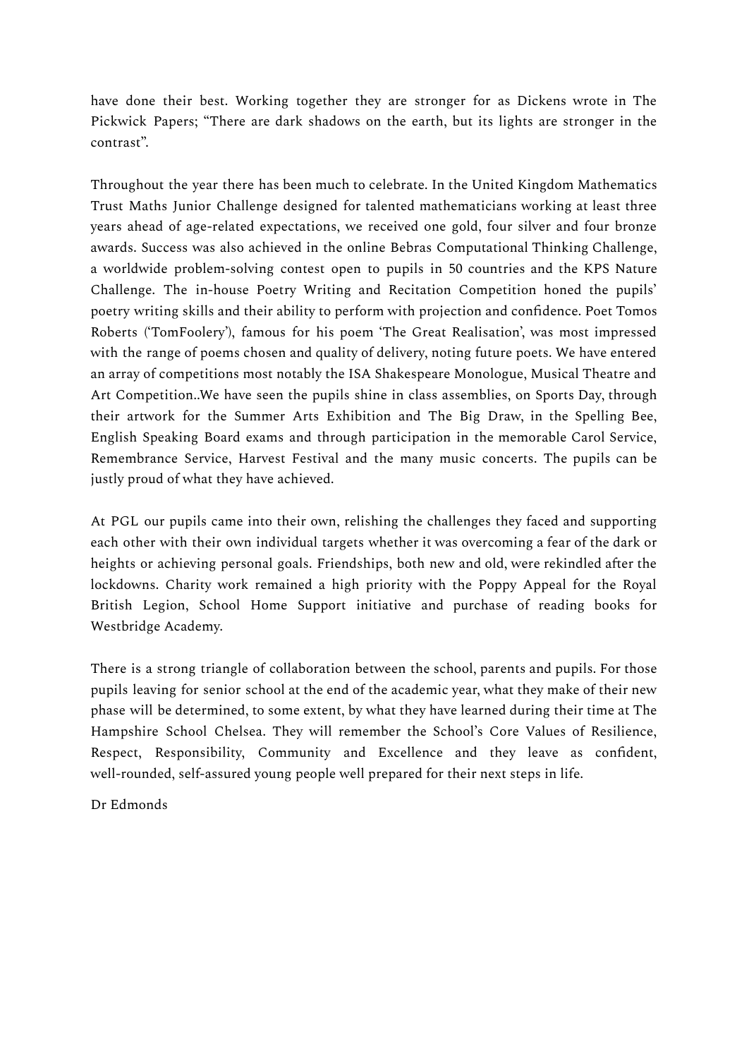have done their best. Working together they are stronger for as Dickens wrote in The Pickwick Papers; "There are dark shadows on the earth, but its lights are stronger in the contrast".

Throughout the year there has been much to celebrate. In the United Kingdom Mathematics Trust Maths Junior Challenge designed for talented mathematicians working at least three years ahead of age-related expectations, we received one gold, four silver and four bronze awards. Success was also achieved in the online Bebras Computational Thinking Challenge, a worldwide problem-solving contest open to pupils in 50 countries and the KPS Nature Challenge. The in-house Poetry Writing and Recitation Competition honed the pupils' poetry writing skills and their ability to perform with projection and confidence. Poet Tomos Roberts ('TomFoolery'), famous for his poem 'The Great Realisation', was most impressed with the range of poems chosen and quality of delivery, noting future poets. We have entered an array of competitions most notably the ISA Shakespeare Monologue, Musical Theatre and Art Competition..We have seen the pupils shine in class assemblies, on Sports Day, through their artwork for the Summer Arts Exhibition and The Big Draw, in the Spelling Bee, English Speaking Board exams and through participation in the memorable Carol Service, Remembrance Service, Harvest Festival and the many music concerts. The pupils can be justly proud of what they have achieved.

At PGL our pupils came into their own, relishing the challenges they faced and supporting each other with their own individual targets whether it was overcoming a fear of the dark or heights or achieving personal goals. Friendships, both new and old, were rekindled after the lockdowns. Charity work remained a high priority with the Poppy Appeal for the Royal British Legion, School Home Support initiative and purchase of reading books for Westbridge Academy.

There is a strong triangle of collaboration between the school, parents and pupils. For those pupils leaving for senior school at the end of the academic year, what they make of their new phase will be determined, to some extent, by what they have learned during their time at The Hampshire School Chelsea. They will remember the School's Core Values of Resilience, Respect, Responsibility, Community and Excellence and they leave as confident, well-rounded, self-assured young people well prepared for their next steps in life.

Dr Edmonds